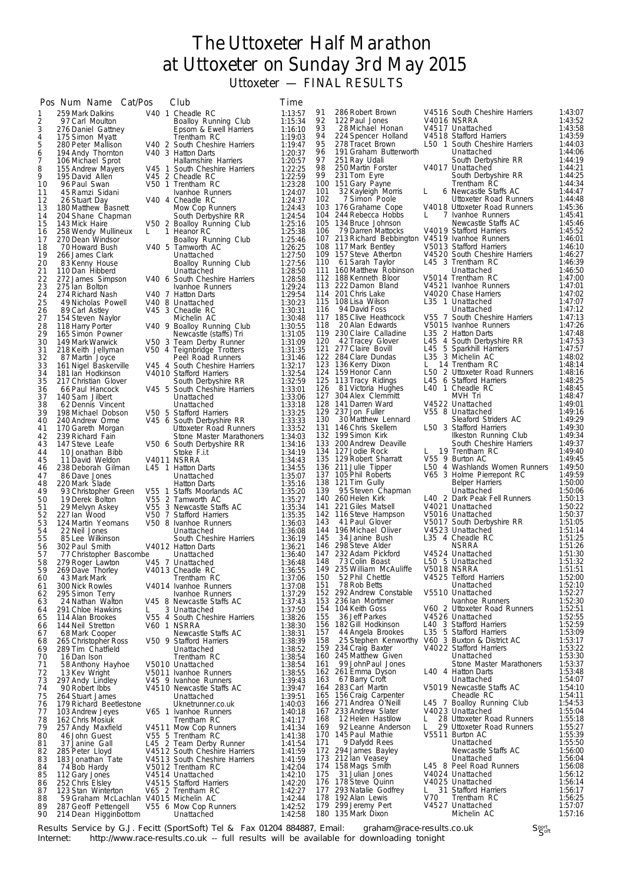# The Uttoxeter Half Marathon at Uttoxeter on Sunday 3rd May 2015

## Uttoxeter — FINAL RESULTS

| Pos | Num | Name | Cat/Pos | Club | Time |
|---|---|---|---|---|---|
| 1 | 259 | Mark Dalkins | V40 1 | Cheadle RC | 1:13:57 |
| 2 | 97 | Carl Moulton | | Boalloy Running Club | 1:15:34 |
| 3 | 276 | Daniel Gattney | | Epsom & Ewell Harriers | 1:16:10 |
| 4 | 175 | Simon Myatt | | Trentham RC | 1:19:03 |
| 5 | 280 | Peter Mallison | V40 2 | South Cheshire Harriers | 1:19:47 |
| 6 | 194 | Andy Thornton | V40 3 | Hatton Darts | 1:20:37 |
| 7 | 106 | Michael Sprot | | Hallamshire Harriers | 1:20:57 |
| 8 | 155 | Andrew Mayers | V45 1 | South Cheshire Harriers | 1:22:25 |
| 9 | 195 | David Allen | V45 2 | Cheadle RC | 1:22:59 |
| 10 | 96 | Paul Swan | V50 1 | Trentham RC | 1:23:28 |
| 11 | 45 | Ramzi Sidani | | Ivanhoe Runners | 1:24:07 |
| 12 | 26 | Stuart Day | V40 4 | Cheadle RC | 1:24:37 |
| 13 | 180 | Matthew Basnett | | Mow Cop Runners | 1:24:43 |
| 14 | 204 | Shane Chapman | | South Derbyshire RR | 1:24:54 |
| 15 | 143 | Mick Haire | V50 2 | Boalloy Running Club | 1:25:16 |
| 16 | 258 | Wendy Mullineux | L 1 | Heanor RC | 1:25:38 |
| 17 | 270 | Dean Windsor | | Boalloy Running Club | 1:25:46 |
| 18 | 70 | Howard Bush | V40 5 | Tamworth AC | 1:26:25 |
| 19 | 266 | James Clark | | Unattached | 1:27:50 |
| 20 | 83 | Kenny House | | Boalloy Running Club | 1:27:56 |
| 21 | 110 | Dan Hibberd | | Unattached | 1:28:50 |
| 22 | 272 | James Simpson | V40 6 | South Cheshire Harriers | 1:28:58 |
| 23 | 275 | Ian Bolton | | Ivanhoe Runners | 1:29:24 |
| 24 | 274 | Richard Nash | V40 7 | Hatton Darts | 1:29:54 |
| 25 | 49 | Nicholas Powell | V40 8 | Unattached | 1:30:23 |
| 26 | 89 | Carl Astley | V45 3 | Cheadle RC | 1:30:31 |
| 27 | 154 | Steven Naylor | | Michelin AC | 1:30:48 |
| 28 | 118 | Harry Porter | V40 9 | Boalloy Running Club | 1:30:55 |
| 29 | 165 | Simon Powner | | Newcastle (staffs) Tri | 1:31:05 |
| 30 | 149 | Mark Warwick | V50 3 | Team Derby Runner | 1:31:09 |
| 31 | 218 | Keith Jellyman | V50 4 | Teignbridge Trotters | 1:31:35 |
| 32 | 87 | Martin Joyce | | Peel Road Runners | 1:31:46 |
| 33 | 161 | Niel Baskerville | V45 4 | South Cheshire Harriers | 1:32:17 |
| 34 | 181 | Ian Hodkinson | V4010 | Stafford Harriers | 1:32:54 |
| 35 | 217 | Christian Glover | | South Derbyshire RR | 1:32:59 |
| 36 | 66 | Paul Hancock | V45 5 | South Cheshire Harriers | 1:33:01 |
| 37 | 140 | Sam Jilbert | | Unattached | 1:33:06 |
| 38 | 62 | Dennis Vincent | | Unattached | 1:33:18 |
| 39 | 198 | Michael Dobson | V50 5 | Stafford Harriers | 1:33:25 |
| 40 | 240 | Andrew Orme | V45 6 | South Derbyshire RR | 1:33:33 |
| 41 | 170 | Gareth Morgan | | Uttoxeter Road Runners | 1:33:52 |
| 42 | 239 | Richard Fain | | Stone Master Marathoners | 1:34:03 |
| 43 | 147 | Steve Leafe | V50 6 | South Derbyshire RR | 1:34:16 |
| 44 | 10 | Jonathan Bibb | | Stoke F.i.t | 1:34:19 |
| 45 | 11 | David Weldon | V4011 | NSRRA | 1:34:43 |
| 46 | 238 | Deborah Gilman | L45 1 | Hatton Darts | 1:34:55 |
| 47 | 86 | Dave Jones | | Unattached | 1:35:07 |
| 48 | 220 | Mark Slade | | Hatton Darts | 1:35:16 |
| 49 | 93 | Christopher Green | V55 1 | Staffs Moorlands AC | 1:35:20 |
| 50 | 19 | Derek Bolton | V55 2 | Tamworth AC | 1:35:27 |
| 51 | 29 | Melvyn Askey | V55 3 | Newcastle Staffs AC | 1:35:34 |
| 52 | 227 | Ian Wood | V50 7 | Stafford Harriers | 1:35:35 |
| 53 | 124 | Martin Yeomans | V50 8 | Ivanhoe Runners | 1:36:03 |
| 54 | 22 | Neil Jones | | Unattached | 1:36:08 |
| 55 | 85 | Lee Wilkinson | | South Cheshire Harriers | 1:36:19 |
| 56 | 302 | Paul Smith | V4012 | Hatton Darts | 1:36:21 |
| 57 | 77 | Christopher Bascombe | | Unattached | 1:36:40 |
| 58 | 279 | Roger Lawton | V45 7 | Unattached | 1:36:48 |
| 59 | 269 | Dave Thorley | V4013 | Cheadle RC | 1:36:55 |
| 60 | 43 | Mark Mark | | Trentham RC | 1:37:06 |
| 61 | 300 | Nick Rowles | V4014 | Ivanhoe Runners | 1:37:08 |
| 62 | 295 | Simon Terry | | Ivanhoe Runners | 1:37:29 |
| 63 | 24 | Nathan Walton | V45 8 | Newcastle Staffs AC | 1:37:43 |
| 64 | 291 | Chloe Hawkins | L 3 | Unattached | 1:37:50 |
| 65 | 114 | Alan Brookes | V55 4 | South Cheshire Harriers | 1:38:26 |
| 66 | 144 | Neil Stretton | V60 1 | NSRRA | 1:38:30 |
| 67 | 68 | Mark Cooper | | Newcastle Staffs AC | 1:38:31 |
| 68 | 265 | Christopher Ross | V50 9 | Stafford Harriers | 1:38:39 |
| 69 | 289 | Tim Chatfield | | Unattached | 1:38:52 |
| 70 | 16 | Dan Ison | | Trentham RC | 1:38:54 |
| 71 | 58 | Anthony Hayhoe | V5010 | Unattached | 1:38:54 |
| 72 | 13 | Kev Wright | V5011 | Ivanhoe Runners | 1:38:55 |
| 73 | 297 | Andy Lindley | V45 9 | Ivanhoe Runners | 1:39:43 |
| 74 | 90 | Robert Ibbs | V4510 | Newcastle Staffs AC | 1:39:47 |
| 75 | 264 | Stuart James | | Unattached | 1:39:51 |
| 76 | 179 | Richard Beetlestone | | Uknetrunner.co.uk | 1:40:03 |
| 77 | 103 | Andrew Jeyes | V65 1 | Ivanhoe Runners | 1:40:18 |
| 78 | 162 | Chris Mosiuk | | Trentham RC | 1:41:17 |
| 79 | 257 | Andy Maxfield | V4511 | Mow Cop Runners | 1:41:34 |
| 80 | 46 | John Guest | V55 5 | Trentham RC | 1:41:38 |
| 81 | 37 | Janine Gall | L45 2 | Team Derby Runner | 1:41:54 |
| 82 | 285 | Peter Lloyd | V4512 | South Cheshire Harriers | 1:41:59 |
| 83 | 183 | Jonathan Tate | V4513 | South Cheshire Harriers | 1:41:59 |
| 84 | 74 | Bob Hardy | V5012 | Trentham RC | 1:42:04 |
| 85 | 112 | Gary Jones | V4514 | Unattached | 1:42:10 |
| 86 | 252 | Chris Elsley | V4515 | Stafford Harriers | 1:42:20 |
| 87 | 123 | Stan Winterton | V65 2 | Trentham RC | 1:42:27 |
| 88 | 59 | Graham McLachlan | V4015 | Michelin AC | 1:42:44 |
| 89 | 287 | Geoff Pettengell | V55 6 | Mow Cop Runners | 1:42:52 |
| 90 | 214 | Dean Higginbottom | | Unattached | 1:42:58 |
| 91 | 286 | Robert Brown | V4516 | South Cheshire Harriers | 1:43:07 |
| 92 | 122 | Paul Jones | V4016 | NSRRA | 1:43:52 |
| 93 | 28 | Michael Honan | V4517 | Unattached | 1:43:58 |
| 94 | 224 | Spencer Holland | V4518 | Stafford Harriers | 1:43:59 |
| 95 | 278 | Tracet Brown | L50 1 | South Cheshire Harriers | 1:44:03 |
| 96 | 191 | Graham Butterworth | | Unattached | 1:44:06 |
| 97 | 251 | Ray Udali | | South Derbyshire RR | 1:44:19 |
| 98 | 250 | Martin Forster | V4017 | Unattached | 1:44:21 |
| 99 | 231 | Tom Eyre | | South Derbyshire RR | 1:44:25 |
| 100 | 151 | Gary Payne | | Trentham RC | 1:44:34 |
| 101 | 32 | Kayleigh Morris | L 6 | Newcastle Staffs AC | 1:44:47 |
| 102 | 7 | Simon Poole | | Uttoxeter Road Runners | 1:44:48 |
| 103 | 176 | Grahame Cope | V4018 | Uttoxeter Road Runners | 1:45:36 |
| 104 | 244 | Rebecca Hobbs | L 7 | Ivanhoe Runners | 1:45:41 |
| 105 | 134 | Bruce Johnson | | Newcastle Staffs AC | 1:45:46 |
| 106 | 79 | Darren Mattocks | V4019 | Stafford Harriers | 1:45:52 |
| 107 | 213 | Richard Bebbington | V4519 | Ivanhoe Runners | 1:46:01 |
| 108 | 117 | Mark Bentley | V5013 | Stafford Harriers | 1:46:10 |
| 109 | 157 | Steve Atherton | V4520 | South Cheshire Harriers | 1:46:27 |
| 110 | 61 | Sarah Taylor | L45 3 | Trentham RC | 1:46:39 |
| 111 | 160 | Matthew Robinson | | Unattached | 1:46:50 |
| 112 | 188 | Kenneth Bloor | V5014 | Trentham RC | 1:47:00 |
| 113 | 222 | Damon Bland | V4521 | Ivanhoe Runners | 1:47:01 |
| 114 | 201 | Chris Lake | V4020 | Chase Harriers | 1:47:02 |
| 115 | 108 | Lisa Wilson | L35 1 | Unattached | 1:47:07 |
| 116 | 94 | David Foss | | Unattached | 1:47:12 |
| 117 | 185 | Clive Heathcock | V55 7 | South Cheshire Harriers | 1:47:13 |
| 118 | 20 | Alan Edwards | V5015 | Ivanhoe Runners | 1:47:26 |
| 119 | 230 | Claire Calladine | L35 2 | Hatton Darts | 1:47:48 |
| 120 | 42 | Tracey Glover | L45 4 | South Derbyshire RR | 1:47:53 |
| 121 | 277 | Claire Bovill | L45 5 | Sparkhill Harriers | 1:47:57 |
| 122 | 284 | Clare Dundas | L35 3 | Michelin AC | 1:48:02 |
| 123 | 136 | Kerry Dixon | L 14 | Trentham RC | 1:48:14 |
| 124 | 159 | Honor Cann | L50 2 | Uttoxeter Road Runners | 1:48:16 |
| 125 | 113 | Tracy Ridings | L45 6 | Stafford Harriers | 1:48:25 |
| 126 | 81 | Victoria Hughes | L40 1 | Cheadle RC | 1:48:45 |
| 127 | 304 | Alex Clemmitt | | MVH Tri | 1:48:47 |
| 128 | 141 | Darren Ward | V4522 | Unattached | 1:49:01 |
| 129 | 237 | Jon Fuller | V55 8 | Unattached | 1:49:16 |
| 130 | 30 | Matthew Lennard | | Sleaford Striders AC | 1:49:29 |
| 131 | 146 | Chris Skellern | L50 3 | Stafford Harriers | 1:49:30 |
| 132 | 199 | Simon Kirk | | Ilkeston Running Club | 1:49:34 |
| 133 | 200 | Andrew Deaville | | South Cheshire Harriers | 1:49:37 |
| 134 | 127 | Jodie Rock | L 19 | Trentham RC | 1:49:40 |
| 135 | 129 | Robert Sharratt | V55 9 | Burton AC | 1:49:45 |
| 136 | 211 | Julie Tipper | L50 4 | Washlands Women Runners | 1:49:50 |
| 137 | 105 | Phil Roberts | V65 3 | Holme Pierrepont RC | 1:49:59 |
| 138 | 121 | Tim Gully | | Belper Harriers | 1:50:00 |
| 139 | 95 | Steven Chapman | | Unattached | 1:50:06 |
| 140 | 260 | Helen Kirk | L40 2 | Dark Peak Fell Runners | 1:50:13 |
| 141 | 221 | Giles Matsell | V4021 | Unattached | 1:50:22 |
| 142 | 116 | Steve Hampson | V5016 | Unattached | 1:50:37 |
| 143 | 41 | Paul Glover | V5017 | South Derbyshire RR | 1:51:05 |
| 144 | 196 | Michael Oliver | V4523 | Unattached | 1:51:14 |
| 145 | 34 | Janine Bush | L35 4 | Cheadle RC | 1:51:25 |
| 146 | 298 | Steve Alder | | NSRRA | 1:51:26 |
| 147 | 232 | Adam Pickford | V4524 | Unattached | 1:51:30 |
| 148 | 73 | Colin Boast | L50 5 | Unattached | 1:51:32 |
| 149 | 235 | William McAuliffe | V5018 | NSRRA | 1:51:51 |
| 150 | 52 | Phil Chettle | V4525 | Telford Harriers | 1:52:00 |
| 151 | 78 | Rob Betts | | Unattached | 1:52:10 |
| 152 | 292 | Andrew Constable | V5510 | Unattached | 1:52:27 |
| 153 | 236 | Ian Mortimer | | Ivanhoe Runners | 1:52:30 |
| 154 | 104 | Keith Goss | V60 2 | Uttoxeter Road Runners | 1:52:51 |
| 155 | 36 | Jeff Parkes | V4526 | Unattached | 1:52:55 |
| 156 | 182 | Gill Hodkinson | L40 3 | Stafford Harriers | 1:52:59 |
| 157 | 44 | Angela Brookes | L35 5 | Stafford Harriers | 1:53:09 |
| 158 | 25 | Stephen Kenworthy | V60 3 | Buxton & District AC | 1:53:17 |
| 159 | 234 | Craig Baxter | V4022 | Stafford Harriers | 1:53:22 |
| 160 | 245 | Matthew Given | | Unattached | 1:53:30 |
| 161 | 99 | JohnPaul Jones | | Stone Master Marathoners | 1:53:37 |
| 162 | 261 | Emma Dyson | L40 4 | Hatton Darts | 1:53:48 |
| 163 | 67 | Barry Croft | | Unattached | 1:54:07 |
| 164 | 283 | Carl Martin | V5019 | Newcastle Staffs AC | 1:54:10 |
| 165 | 156 | Craig Carpenter | | Cheadle RC | 1:54:11 |
| 166 | 271 | Andrea O'Neill | L45 7 | Boalloy Running Club | 1:54:53 |
| 167 | 233 | Andrew Slater | V4023 | Unattached | 1:55:04 |
| 168 | 12 | Helen Hastlow | L 28 | Uttoxeter Road Runners | 1:55:18 |
| 169 | 92 | Leanne Anderson | L 29 | Uttoxeter Road Runners | 1:55:27 |
| 170 | 145 | Paul Mathie | V5511 | Burton AC | 1:55:39 |
| 171 | 9 | Dafydd Rees | | Unattached | 1:55:50 |
| 172 | 294 | James Bayley | | Newcastle Staffs AC | 1:56:00 |
| 173 | 212 | Ian Veasey | | Unattached | 1:56:04 |
| 174 | 158 | Mags Smith | L45 8 | Peel Road Runners | 1:56:08 |
| 175 | 31 | Julian Jones | V4024 | Unattached | 1:56:12 |
| 176 | 178 | Steve Quinn | V4025 | Unattached | 1:56:14 |
| 177 | 293 | Natalie Godfrey | L 31 | Stafford Harriers | 1:56:17 |
| 178 | 192 | Alan Lewis | V70 | Trentham RC | 1:56:25 |
| 179 | 299 | Jeremy Pert | V4527 | Unattached | 1:57:07 |
| 180 | 135 | Mark Dixon | | Michelin AC | 1:57:16 |

Results Service by G.J. Fecitt (SportSoft) Tel & Fax 01204 884887, Email: graham@race-results.co.uk
Internet: http://www.race-results.co.uk -- full results will be available for downloading tonight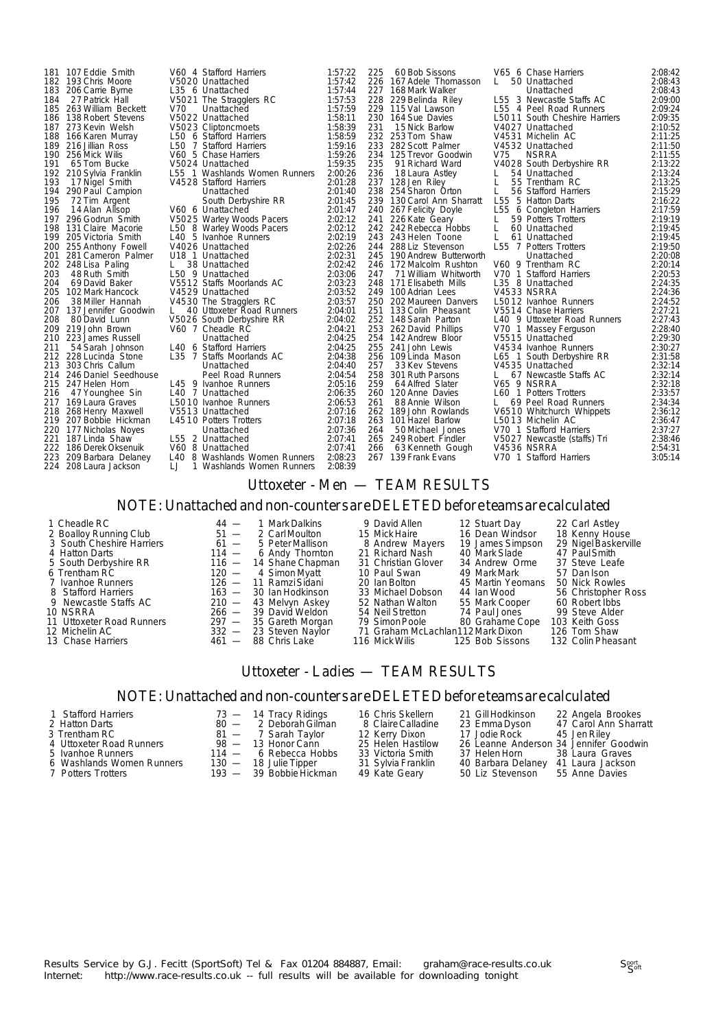| Pos | No | Name | Cat | Club | Time |
|---|---|---|---|---|---|
| 181 | 107 | Eddie Smith | V60 4 | Stafford Harriers | 1:57:22 |
| 182 | 193 | Chris Moore | V5020 | Unattached | 1:57:42 |
| 183 | 206 | Carrie Byrne | L35 6 | Unattached | 1:57:44 |
| 184 | 27 | Patrick Hall | V5021 | The Stragglers RC | 1:57:53 |
| 185 | 263 | William Beckett | V70 | Unattached | 1:57:59 |
| 186 | 138 | Robert Stevens | V5022 | Unattached | 1:58:11 |
| 187 | 273 | Kevin Welsh | V5023 | Cliptoncmoets | 1:58:39 |
| 188 | 166 | Karen Murray | L50 6 | Stafford Harriers | 1:58:59 |
| 189 | 216 | Jillian Ross | L50 7 | Stafford Harriers | 1:59:16 |
| 190 | 256 | Mick Wilis | V60 5 | Chase Harriers | 1:59:26 |
| 191 | 65 | Tom Bucke | V5024 | Unattached | 1:59:35 |
| 192 | 210 | Sylvia Franklin | L55 1 | Washlands Women Runners | 2:00:26 |
| 193 | 17 | Nigel Smith | V4528 | Stafford Harriers | 2:01:28 |
| 194 | 290 | Paul Campion | | Unattached | 2:01:40 |
| 195 | 72 | Tim Argent | | South Derbyshire RR | 2:01:45 |
| 196 | 14 | Alan Allsop | V60 6 | Unattached | 2:01:47 |
| 197 | 296 | Godrun Smith | V5025 | Warley Woods Pacers | 2:02:12 |
| 198 | 131 | Claire Macorie | L50 8 | Warley Woods Pacers | 2:02:12 |
| 199 | 205 | Victoria Smith | L40 5 | Ivanhoe Runners | 2:02:19 |
| 200 | 255 | Anthony Fowell | V4026 | Unattached | 2:02:26 |
| 201 | 281 | Cameron Palmer | U18 1 | Unattached | 2:02:31 |
| 202 | 248 | Lisa Paling | L 38 | Unattached | 2:02:42 |
| 203 | 48 | Ruth Smith | L50 9 | Unattached | 2:03:06 |
| 204 | 69 | David Baker | V5512 | Staffs Moorlands AC | 2:03:23 |
| 205 | 102 | Mark Hancock | V4529 | Unattached | 2:03:52 |
| 206 | 38 | Miller Hannah | V4530 | The Stragglers RC | 2:03:57 |
| 207 | 137 | Jennifer Goodwin | L 40 | Uttoxeter Road Runners | 2:04:01 |
| 208 | 80 | David Lunn | V5026 | South Derbyshire RR | 2:04:02 |
| 209 | 219 | John Brown | V60 7 | Cheadle RC | 2:04:21 |
| 210 | 223 | James Russell | | Unattached | 2:04:25 |
| 211 | 54 | Sarah Johnson | L40 6 | Stafford Harriers | 2:04:25 |
| 212 | 228 | Lucinda Stone | L35 7 | Staffs Moorlands AC | 2:04:38 |
| 213 | 303 | Chris Callum | | Unattached | 2:04:40 |
| 214 | 246 | Daniel Seedhouse | | Peel Road Runners | 2:04:54 |
| 215 | 247 | Helen Horn | L45 9 | Ivanhoe Runners | 2:05:16 |
| 216 | 47 | Younghee Sin | L40 7 | Unattached | 2:06:35 |
| 217 | 169 | Laura Graves | L5010 | Ivanhoe Runners | 2:06:53 |
| 218 | 268 | Henry Maxwell | V5513 | Unattached | 2:07:16 |
| 219 | 207 | Bobbie Hickman | L45 10 | Potters Trotters | 2:07:18 |
| 220 | 177 | Nicholas Noyes | | Unattached | 2:07:36 |
| 221 | 187 | Linda Shaw | L55 2 | Unattached | 2:07:41 |
| 222 | 186 | Derek Oksenuik | V60 8 | Unattached | 2:07:41 |
| 223 | 209 | Barbara Delaney | L40 8 | Washlands Women Runners | 2:08:23 |
| 224 | 208 | Laura Jackson | LJ 1 | Washlands Women Runners | 2:08:39 |
| 225 | 60 | Bob Sissons | V65 6 | Chase Harriers | 2:08:42 |
| 226 | 167 | Adele Thomasson | L 50 | Unattached | 2:08:43 |
| 227 | 168 | Mark Walker | | Unattached | 2:08:43 |
| 228 | 229 | Belinda Riley | L55 3 | Newcastle Staffs AC | 2:09:00 |
| 229 | 115 | Val Lawson | L55 4 | Peel Road Runners | 2:09:24 |
| 230 | 164 | Sue Davies | L5011 | South Cheshire Harriers | 2:09:35 |
| 231 | 15 | Nick Barlow | V4027 | Unattached | 2:10:52 |
| 232 | 253 | Tom Shaw | V4531 | Michelin AC | 2:11:25 |
| 233 | 282 | Scott Palmer | V4532 | Unattached | 2:11:50 |
| 234 | 125 | Trevor Goodwin | V75 | NSRRA | 2:11:55 |
| 235 | 91 | Richard Ward | V4028 | South Derbyshire RR | 2:13:22 |
| 236 | 18 | Laura Astley | L 54 | Unattached | 2:13:24 |
| 237 | 128 | Jen Riley | L 55 | Trentham RC | 2:13:25 |
| 238 | 254 | Sharon Orton | L 56 | Stafford Harriers | 2:15:29 |
| 239 | 130 | Carol Ann Sharratt | L55 5 | Hatton Darts | 2:16:22 |
| 240 | 267 | Felicity Doyle | L55 6 | Congleton Harriers | 2:17:59 |
| 241 | 226 | Kate Geary | L 59 | Potters Trotters | 2:19:19 |
| 242 | 242 | Rebecca Hobbs | L 60 | Unattached | 2:19:45 |
| 243 | 243 | Helen Toone | L 61 | Unattached | 2:19:45 |
| 244 | 288 | Liz Stevenson | L55 7 | Potters Trotters | 2:19:50 |
| 245 | 190 | Andrew Butterworth | | Unattached | 2:20:08 |
| 246 | 172 | Malcolm Rushton | V60 9 | Trentham RC | 2:20:14 |
| 247 | 71 | William Whitworth | V70 1 | Stafford Harriers | 2:20:53 |
| 248 | 171 | Elisabeth Mills | L35 8 | Unattached | 2:24:35 |
| 249 | 100 | Adrian Lees | V4533 | NSRRA | 2:24:36 |
| 250 | 202 | Maureen Danvers | L5012 | Ivanhoe Runners | 2:24:52 |
| 251 | 133 | Colin Pheasant | V5514 | Chase Harriers | 2:27:21 |
| 252 | 148 | Sarah Parton | L40 9 | Uttoxeter Road Runners | 2:27:43 |
| 253 | 262 | David Phillips | V70 1 | Massey Ferguson | 2:28:40 |
| 254 | 142 | Andrew Bloor | V5515 | Unattached | 2:29:30 |
| 255 | 241 | John Lewis | V4534 | Ivanhoe Runners | 2:30:27 |
| 256 | 109 | Linda Mason | L65 1 | South Derbyshire RR | 2:31:58 |
| 257 | 33 | Kev Stevens | V4535 | Unattached | 2:32:14 |
| 258 | 301 | Ruth Parsons | L 67 | Newcastle Staffs AC | 2:32:14 |
| 259 | 64 | Alfred Slater | V65 9 | NSRRA | 2:32:18 |
| 260 | 120 | Anne Davies | L60 1 | Potters Trotters | 2:33:57 |
| 261 | 88 | Annie Wilson | L 69 | Peel Road Runners | 2:34:34 |
| 262 | 189 | John Rowlands | V6510 | Whitchurch Whippets | 2:36:12 |
| 263 | 101 | Hazel Barlow | L5013 | Michelin AC | 2:36:47 |
| 264 | 50 | Michael Jones | V70 1 | Stafford Harriers | 2:37:27 |
| 265 | 249 | Robert Findler | V5027 | Newcastle (staffs) Tri | 2:38:46 |
| 266 | 63 | Kenneth Gough | V4536 | NSRRA | 2:54:31 |
| 267 | 139 | Frank Evans | V70 1 | Stafford Harriers | 3:05:14 |

## Uttoxeter - Men — TEAM RESULTS

### NOTE: Unattached and non-counters are DELETED before teams are calculated

| | | | | | | | |
|---|---|---|---|---|---|---|---|
| 1 | Cheadle RC | 44 | 1 Mark Dalkins | 9 David Allen | 12 Stuart Day | 22 Carl Astley | |
| 2 | Boalloy Running Club | 51 | 2 Carl Moulton | 15 Mick Haire | 16 Dean Windsor | 18 Kenny House | |
| 3 | South Cheshire Harriers | 61 | 5 Peter Mallison | 8 Andrew Mayers | 19 James Simpson | 29 Nigel Baskerville | |
| 4 | Hatton Darts | 114 | 6 Andy Thornton | 21 Richard Nash | 40 Mark Slade | 47 Paul Smith | |
| 5 | South Derbyshire RR | 116 | 14 Shane Chapman | 31 Christian Glover | 34 Andrew Orme | 37 Steve Leafe | |
| 6 | Trentham RC | 120 | 4 Simon Myatt | 10 Paul Swan | 49 Mark Mark | 57 Dan Ison | |
| 7 | Ivanhoe Runners | 126 | 11 Ramzi Sidani | 20 Ian Bolton | 45 Martin Yeomans | 50 Nick Rowles | |
| 8 | Stafford Harriers | 163 | 30 Ian Hodkinson | 33 Michael Dobson | 44 Ian Wood | 56 Christopher Ross | |
| 9 | Newcastle Staffs AC | 210 | 43 Melvyn Askey | 52 Nathan Walton | 55 Mark Cooper | 60 Robert Ibbs | |
| 10 | NSRRA | 266 | 39 David Weldon | 54 Neil Stretton | 74 Paul Jones | 99 Steve Alder | |
| 11 | Uttoxeter Road Runners | 297 | 35 Gareth Morgan | 79 Simon Poole | 80 Grahame Cope | 103 Keith Goss | |
| 12 | Michelin AC | 332 | 23 Steven Naylor | 71 Graham McLachlan | 112 Mark Dixon | 126 Tom Shaw | |
| 13 | Chase Harriers | 461 | 88 Chris Lake | 116 Mick Wilis | 125 Bob Sissons | 132 Colin Pheasant | |

## Uttoxeter - Ladies — TEAM RESULTS

### NOTE: Unattached and non-counters are DELETED before teams are calculated

| | | | | | | |
|---|---|---|---|---|---|---|
| 1 | Stafford Harriers | 73 | 14 Tracy Ridings | 16 Chris Skellern | 21 Gill Hodkinson | 22 Angela Brookes |
| 2 | Hatton Darts | 80 | 2 Deborah Gilman | 8 Claire Calladine | 23 Emma Dyson | 47 Carol Ann Sharratt |
| 3 | Trentham RC | 81 | 7 Sarah Taylor | 12 Kerry Dixon | 17 Jodie Rock | 45 Jen Riley |
| 4 | Uttoxeter Road Runners | 98 | 13 Honor Cann | 25 Helen Hastilow | 26 Leanne Anderson | 34 Jennifer Goodwin |
| 5 | Ivanhoe Runners | 114 | 6 Rebecca Hobbs | 33 Victoria Smith | 37 Helen Horn | 38 Laura Graves |
| 6 | Washlands Women Runners | 130 | 18 Julie Tipper | 31 Sylvia Franklin | 40 Barbara Delaney | 41 Laura Jackson |
| 7 | Potters Trotters | 193 | 39 Bobbie Hickman | 49 Kate Geary | 50 Liz Stevenson | 55 Anne Davies |

Results Service by G.J. Fecitt (SportSoft) Tel & Fax 01204 884887, Email: graham@race-results.co.uk
Internet: http://www.race-results.co.uk -- full results will be available for downloading tonight